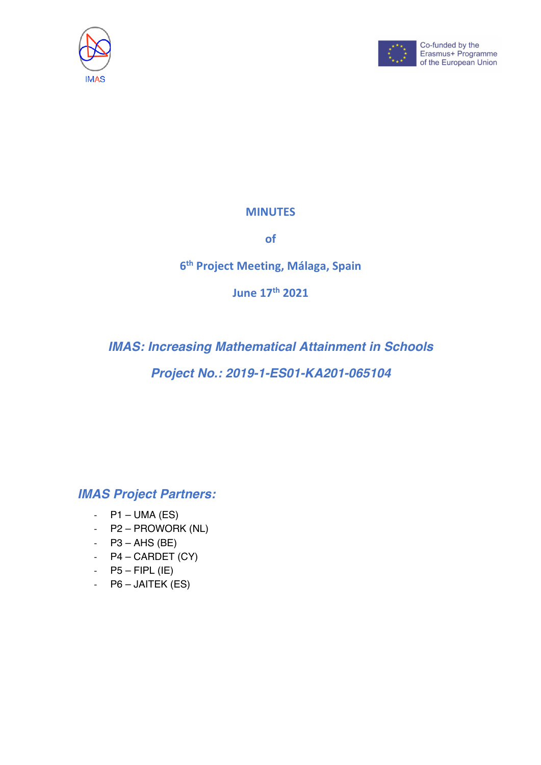IMAS

Co-funded by the Erasmus+ Programme of the European Union

# MINUTES

## of

## 6th Project Meeting, Málaga, Spain

## June 17th 2021

## *IMAS: Increasing Mathematical Attainment in Schools*

## *Project No.: 2019-1-ES01-KA201-065104*

### *IMAS Project Partners:*

- P1 – UMA (ES)
- P2 – PROWORK (NL)
- P3 – AHS (BE)
- P4 – CARDET (CY)
- P5 – FIPL (IE)
- P6 – JAITEK (ES)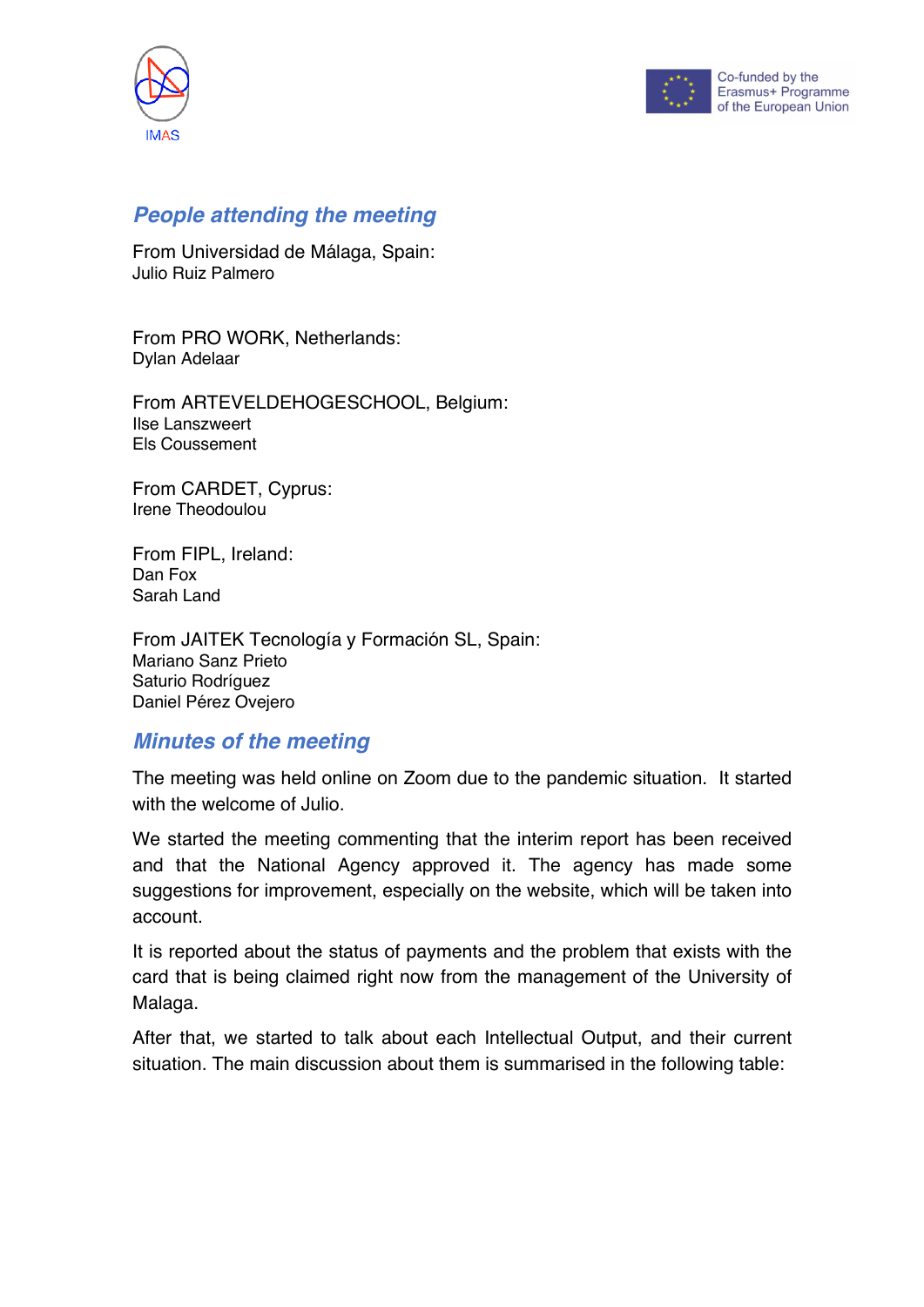## People attending the meeting

From Universidad de Málaga, Spain:
Julio Ruiz Palmero

From PRO WORK, Netherlands:
Dylan Adelaar

From ARTEVELDEHOGESCHOOL, Belgium:
Ilse Lanszweert
Els Coussement

From CARDET, Cyprus:
Irene Theodoulou

From FIPL, Ireland:
Dan Fox
Sarah Land

From JAITEK Tecnología y Formación SL, Spain:
Mariano Sanz Prieto
Saturio Rodríguez
Daniel Pérez Ovejero

## Minutes of the meeting

The meeting was held online on Zoom due to the pandemic situation. It started with the welcome of Julio.

We started the meeting commenting that the interim report has been received and that the National Agency approved it. The agency has made some suggestions for improvement, especially on the website, which will be taken into account.

It is reported about the status of payments and the problem that exists with the card that is being claimed right now from the management of the University of Malaga.

After that, we started to talk about each Intellectual Output, and their current situation. The main discussion about them is summarised in the following table: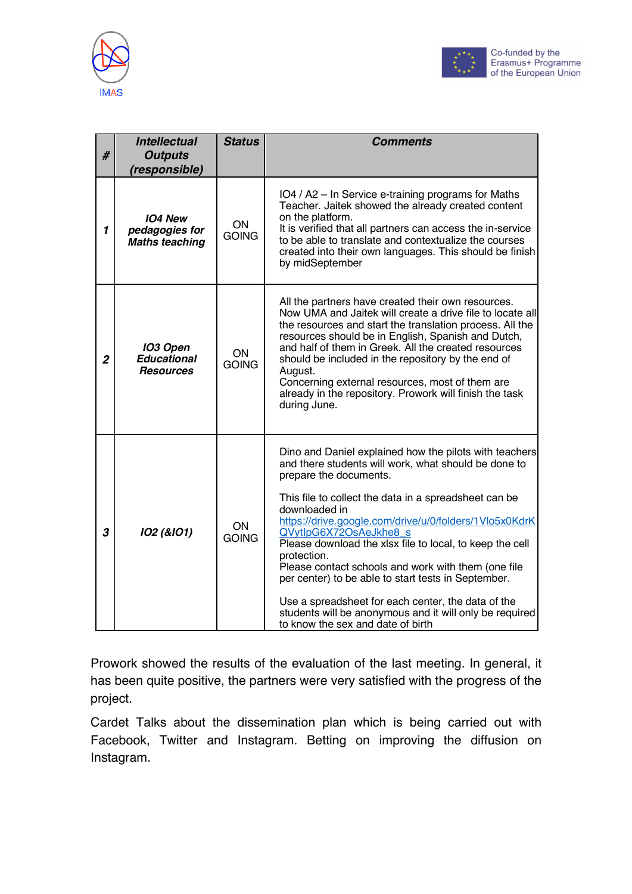| # | Intellectual Outputs (responsible) | Status | Comments |
|---|---|---|---|
| *1* | ***IO4 New pedagogies for Maths teaching*** | ON GOING | IO4 / A2 – In Service e-training programs for Maths Teacher. Jaitek showed the already created content on the platform.<br>It is verified that all partners can access the in-service to be able to translate and contextualize the courses created into their own languages. This should be finish by midSeptember |
| *2* | ***IO3 Open Educational Resources*** | ON GOING | All the partners have created their own resources. Now UMA and Jaitek will create a drive file to locate all the resources and start the translation process. All the resources should be in English, Spanish and Dutch, and half of them in Greek. All the created resources should be included in the repository by the end of August.<br>Concerning external resources, most of them are already in the repository. Prowork will finish the task during June. |
| *3* | ***IO2 (&IO1)*** | ON GOING | Dino and Daniel explained how the pilots with teachers and there students will work, what should be done to prepare the documents.<br><br>This file to collect the data in a spreadsheet can be downloaded in https://drive.google.com/drive/u/0/folders/1Vlo5x0KdrKQVytIpG6X72OsAeJkhe8_s<br>Please download the xlsx file to local, to keep the cell protection.<br>Please contact schools and work with them (one file per center) to be able to start tests in September.<br><br>Use a spreadsheet for each center, the data of the students will be anonymous and it will only be required to know the sex and date of birth |

Prowork showed the results of the evaluation of the last meeting. In general, it has been quite positive, the partners were very satisfied with the progress of the project.

Cardet Talks about the dissemination plan which is being carried out with Facebook, Twitter and Instagram. Betting on improving the diffusion on Instagram.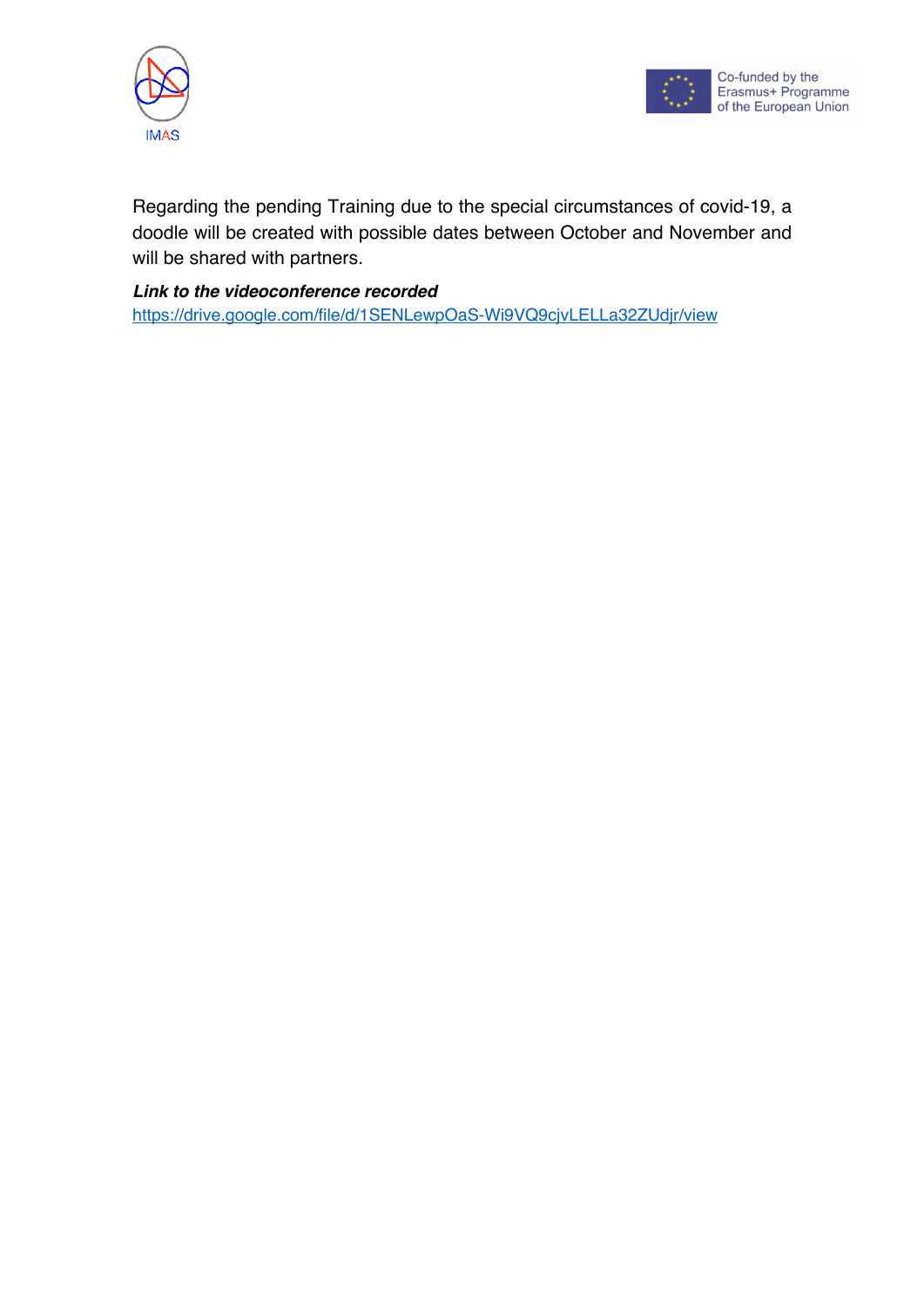Regarding the pending Training due to the special circumstances of covid-19, a doodle will be created with possible dates between October and November and will be shared with partners.

***Link to the videoconference recorded***

https://drive.google.com/file/d/1SENLewpOaS-Wi9VQ9cjvLELLa32ZUdjr/view